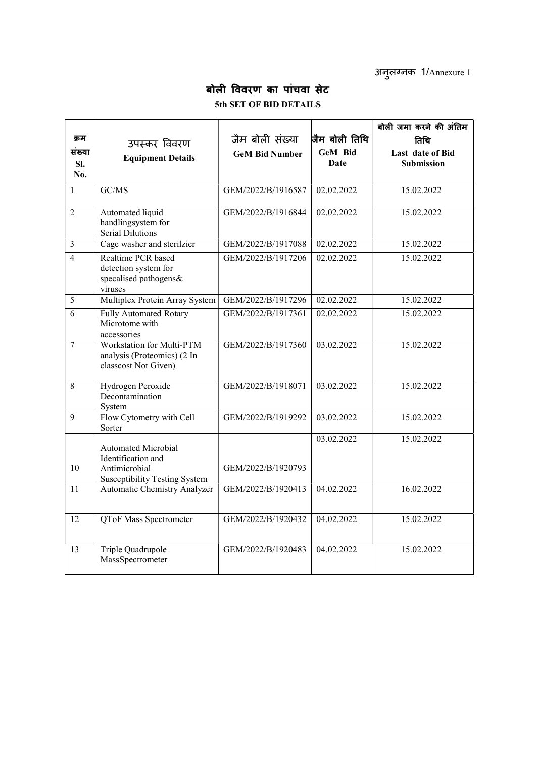अनुलग्नक 1/Annexure 1

# बोली विवरण का पांचवा सेट

## 5th SET OF BID DETAILS

| क्रम संख्या Sl. No. | उपस्कर विवरण Equipment Details | जैम बोली संख्या GeM Bid Number | जैम बोली तिथि GeM Bid Date | बोली जमा करने की अंतिम तिथि Last date of Bid Submission |
|---|---|---|---|---|
| 1 | GC/MS | GEM/2022/B/1916587 | 02.02.2022 | 15.02.2022 |
| 2 | Automated liquid handlingsystem for Serial Dilutions | GEM/2022/B/1916844 | 02.02.2022 | 15.02.2022 |
| 3 | Cage washer and sterilzier | GEM/2022/B/1917088 | 02.02.2022 | 15.02.2022 |
| 4 | Realtime PCR based detection system for specalised pathogens& viruses | GEM/2022/B/1917206 | 02.02.2022 | 15.02.2022 |
| 5 | Multiplex Protein Array System | GEM/2022/B/1917296 | 02.02.2022 | 15.02.2022 |
| 6 | Fully Automated Rotary Microtome with accessories | GEM/2022/B/1917361 | 02.02.2022 | 15.02.2022 |
| 7 | Workstation for Multi-PTM analysis (Proteomics) (2 In classcost Not Given) | GEM/2022/B/1917360 | 03.02.2022 | 15.02.2022 |
| 8 | Hydrogen Peroxide Decontamination System | GEM/2022/B/1918071 | 03.02.2022 | 15.02.2022 |
| 9 | Flow Cytometry with Cell Sorter | GEM/2022/B/1919292 | 03.02.2022 | 15.02.2022 |
| 10 | Automated Microbial Identification and Antimicrobial Susceptibility Testing System | GEM/2022/B/1920793 | 03.02.2022 | 15.02.2022 |
| 11 | Automatic Chemistry Analyzer | GEM/2022/B/1920413 | 04.02.2022 | 16.02.2022 |
| 12 | QToF Mass Spectrometer | GEM/2022/B/1920432 | 04.02.2022 | 15.02.2022 |
| 13 | Triple Quadrupole MassSpectrometer | GEM/2022/B/1920483 | 04.02.2022 | 15.02.2022 |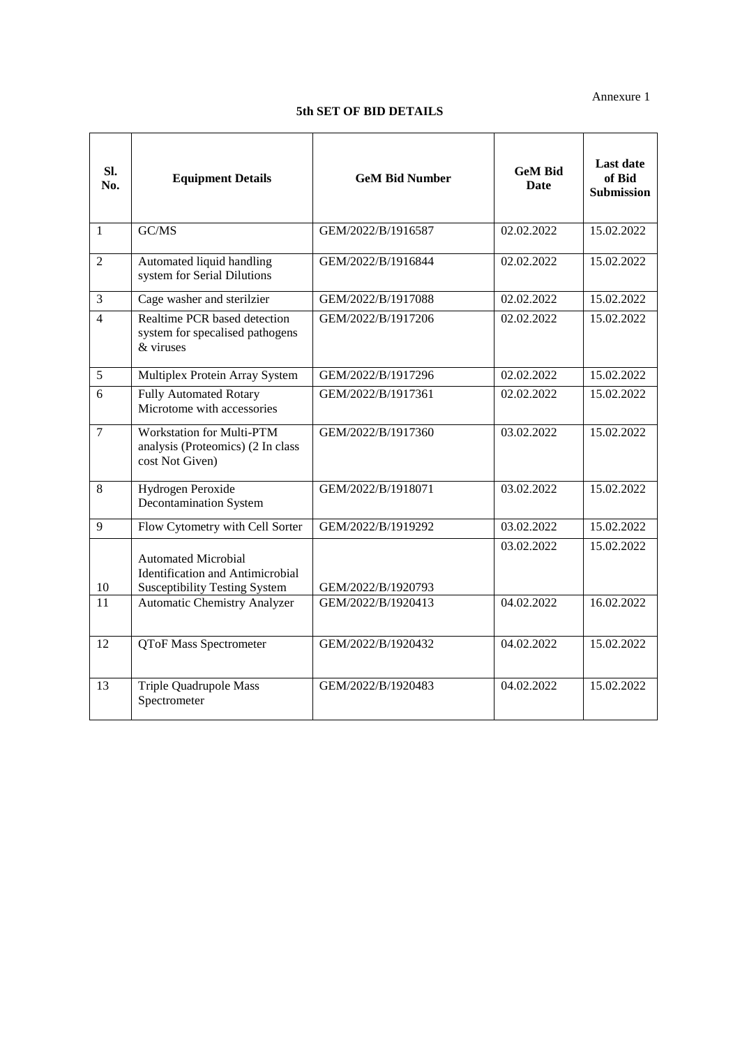Annexure 1

**5th SET OF BID DETAILS**

| Sl. No. | Equipment Details | GeM Bid Number | GeM Bid Date | Last date of Bid Submission |
|---|---|---|---|---|
| 1 | GC/MS | GEM/2022/B/1916587 | 02.02.2022 | 15.02.2022 |
| 2 | Automated liquid handling system for Serial Dilutions | GEM/2022/B/1916844 | 02.02.2022 | 15.02.2022 |
| 3 | Cage washer and sterilzier | GEM/2022/B/1917088 | 02.02.2022 | 15.02.2022 |
| 4 | Realtime PCR based detection system for specalised pathogens & viruses | GEM/2022/B/1917206 | 02.02.2022 | 15.02.2022 |
| 5 | Multiplex Protein Array System | GEM/2022/B/1917296 | 02.02.2022 | 15.02.2022 |
| 6 | Fully Automated Rotary Microtome with accessories | GEM/2022/B/1917361 | 02.02.2022 | 15.02.2022 |
| 7 | Workstation for Multi-PTM analysis (Proteomics) (2 In class cost Not Given) | GEM/2022/B/1917360 | 03.02.2022 | 15.02.2022 |
| 8 | Hydrogen Peroxide Decontamination System | GEM/2022/B/1918071 | 03.02.2022 | 15.02.2022 |
| 9 | Flow Cytometry with Cell Sorter | GEM/2022/B/1919292 | 03.02.2022 | 15.02.2022 |
| 10 | Automated Microbial Identification and Antimicrobial Susceptibility Testing System | GEM/2022/B/1920793 | 03.02.2022 | 15.02.2022 |
| 11 | Automatic Chemistry Analyzer | GEM/2022/B/1920413 | 04.02.2022 | 16.02.2022 |
| 12 | QToF Mass Spectrometer | GEM/2022/B/1920432 | 04.02.2022 | 15.02.2022 |
| 13 | Triple Quadrupole Mass Spectrometer | GEM/2022/B/1920483 | 04.02.2022 | 15.02.2022 |